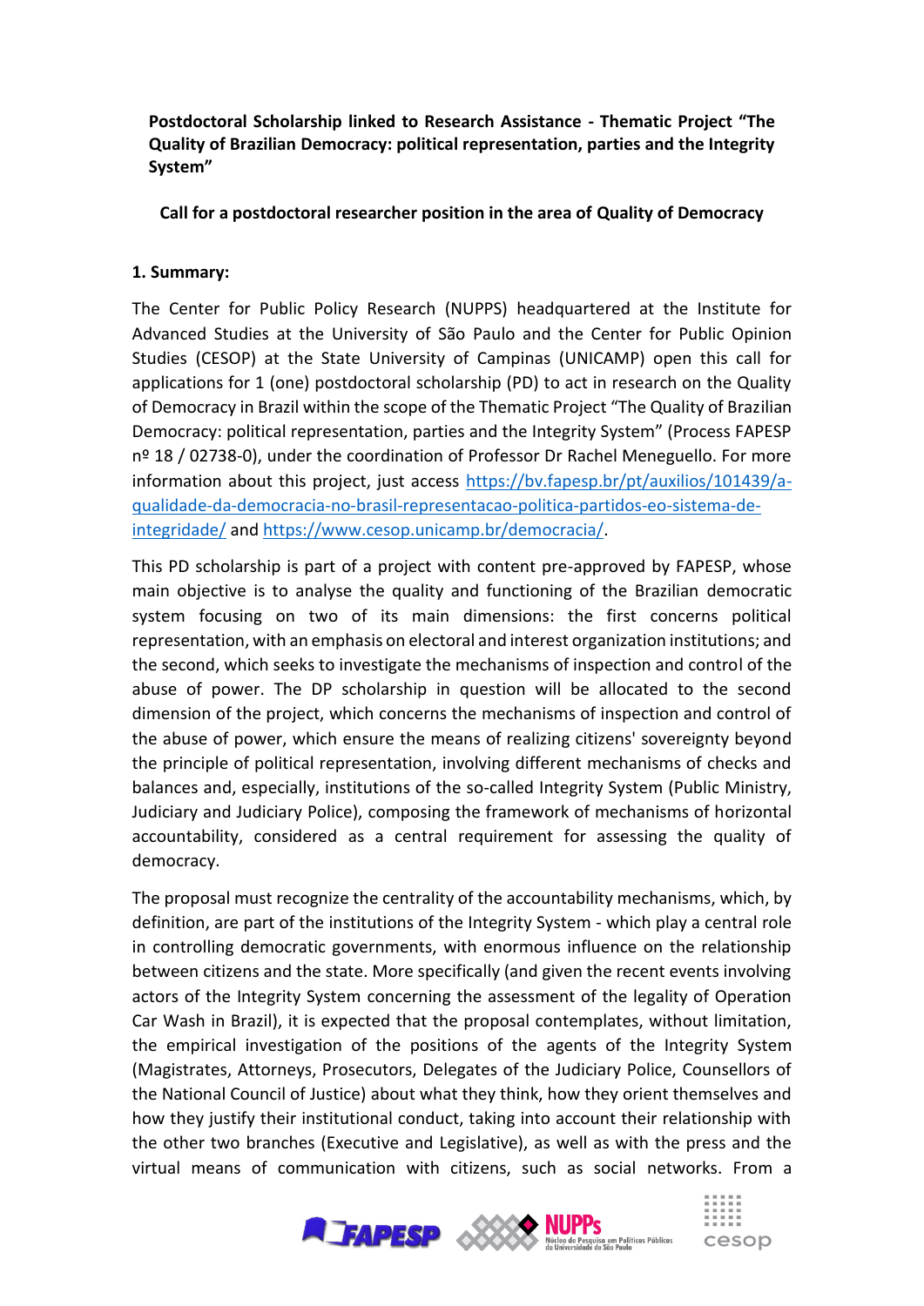**Postdoctoral Scholarship linked to Research Assistance - Thematic Project "The Quality of Brazilian Democracy: political representation, parties and the Integrity System"**

**Call for a postdoctoral researcher position in the area of Quality of Democracy**

## 1. Summary:

The Center for Public Policy Research (NUPPS) headquartered at the Institute for Advanced Studies at the University of São Paulo and the Center for Public Opinion Studies (CESOP) at the State University of Campinas (UNICAMP) open this call for applications for 1 (one) postdoctoral scholarship (PD) to act in research on the Quality of Democracy in Brazil within the scope of the Thematic Project "The Quality of Brazilian Democracy: political representation, parties and the Integrity System" (Process FAPESP nº 18 / 02738-0), under the coordination of Professor Dr Rachel Meneguello. For more information about this project, just access https://bv.fapesp.br/pt/auxilios/101439/a-qualidade-da-democracia-no-brasil-representacao-politica-partidos-eo-sistema-de-integridade/ and https://www.cesop.unicamp.br/democracia/.

This PD scholarship is part of a project with content pre-approved by FAPESP, whose main objective is to analyse the quality and functioning of the Brazilian democratic system focusing on two of its main dimensions: the first concerns political representation, with an emphasis on electoral and interest organization institutions; and the second, which seeks to investigate the mechanisms of inspection and control of the abuse of power. The DP scholarship in question will be allocated to the second dimension of the project, which concerns the mechanisms of inspection and control of the abuse of power, which ensure the means of realizing citizens' sovereignty beyond the principle of political representation, involving different mechanisms of checks and balances and, especially, institutions of the so-called Integrity System (Public Ministry, Judiciary and Judiciary Police), composing the framework of mechanisms of horizontal accountability, considered as a central requirement for assessing the quality of democracy.

The proposal must recognize the centrality of the accountability mechanisms, which, by definition, are part of the institutions of the Integrity System - which play a central role in controlling democratic governments, with enormous influence on the relationship between citizens and the state. More specifically (and given the recent events involving actors of the Integrity System concerning the assessment of the legality of Operation Car Wash in Brazil), it is expected that the proposal contemplates, without limitation, the empirical investigation of the positions of the agents of the Integrity System (Magistrates, Attorneys, Prosecutors, Delegates of the Judiciary Police, Counsellors of the National Council of Justice) about what they think, how they orient themselves and how they justify their institutional conduct, taking into account their relationship with the other two branches (Executive and Legislative), as well as with the press and the virtual means of communication with citizens, such as social networks. From a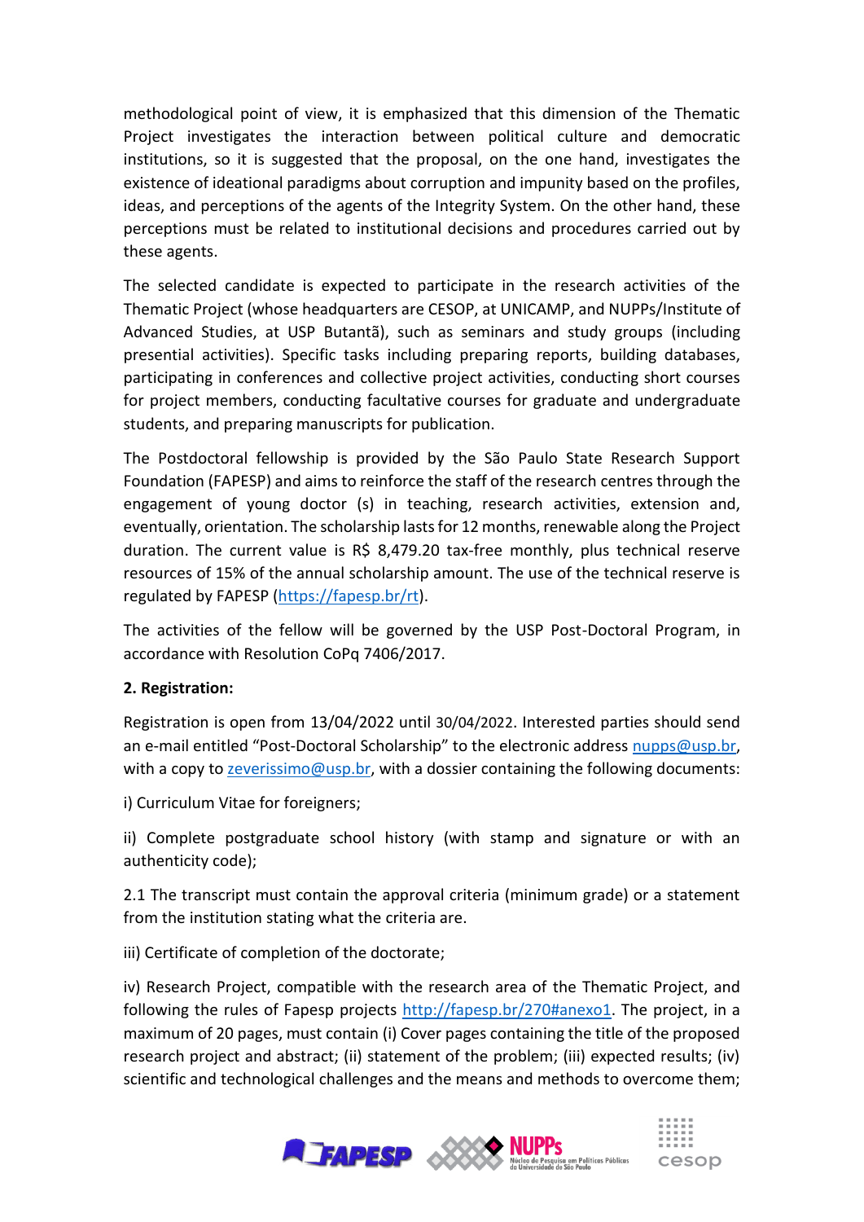methodological point of view, it is emphasized that this dimension of the Thematic Project investigates the interaction between political culture and democratic institutions, so it is suggested that the proposal, on the one hand, investigates the existence of ideational paradigms about corruption and impunity based on the profiles, ideas, and perceptions of the agents of the Integrity System. On the other hand, these perceptions must be related to institutional decisions and procedures carried out by these agents.

The selected candidate is expected to participate in the research activities of the Thematic Project (whose headquarters are CESOP, at UNICAMP, and NUPPs/Institute of Advanced Studies, at USP Butantã), such as seminars and study groups (including presential activities). Specific tasks including preparing reports, building databases, participating in conferences and collective project activities, conducting short courses for project members, conducting facultative courses for graduate and undergraduate students, and preparing manuscripts for publication.

The Postdoctoral fellowship is provided by the São Paulo State Research Support Foundation (FAPESP) and aims to reinforce the staff of the research centres through the engagement of young doctor (s) in teaching, research activities, extension and, eventually, orientation. The scholarship lasts for 12 months, renewable along the Project duration. The current value is R$ 8,479.20 tax-free monthly, plus technical reserve resources of 15% of the annual scholarship amount. The use of the technical reserve is regulated by FAPESP (https://fapesp.br/rt).

The activities of the fellow will be governed by the USP Post-Doctoral Program, in accordance with Resolution CoPq 7406/2017.

**2. Registration:**

Registration is open from 13/04/2022 until 30/04/2022. Interested parties should send an e-mail entitled "Post-Doctoral Scholarship" to the electronic address nupps@usp.br, with a copy to zeverissimo@usp.br, with a dossier containing the following documents:

i) Curriculum Vitae for foreigners;

ii) Complete postgraduate school history (with stamp and signature or with an authenticity code);

2.1 The transcript must contain the approval criteria (minimum grade) or a statement from the institution stating what the criteria are.

iii) Certificate of completion of the doctorate;

iv) Research Project, compatible with the research area of the Thematic Project, and following the rules of Fapesp projects http://fapesp.br/270#anexo1. The project, in a maximum of 20 pages, must contain (i) Cover pages containing the title of the proposed research project and abstract; (ii) statement of the problem; (iii) expected results; (iv) scientific and technological challenges and the means and methods to overcome them;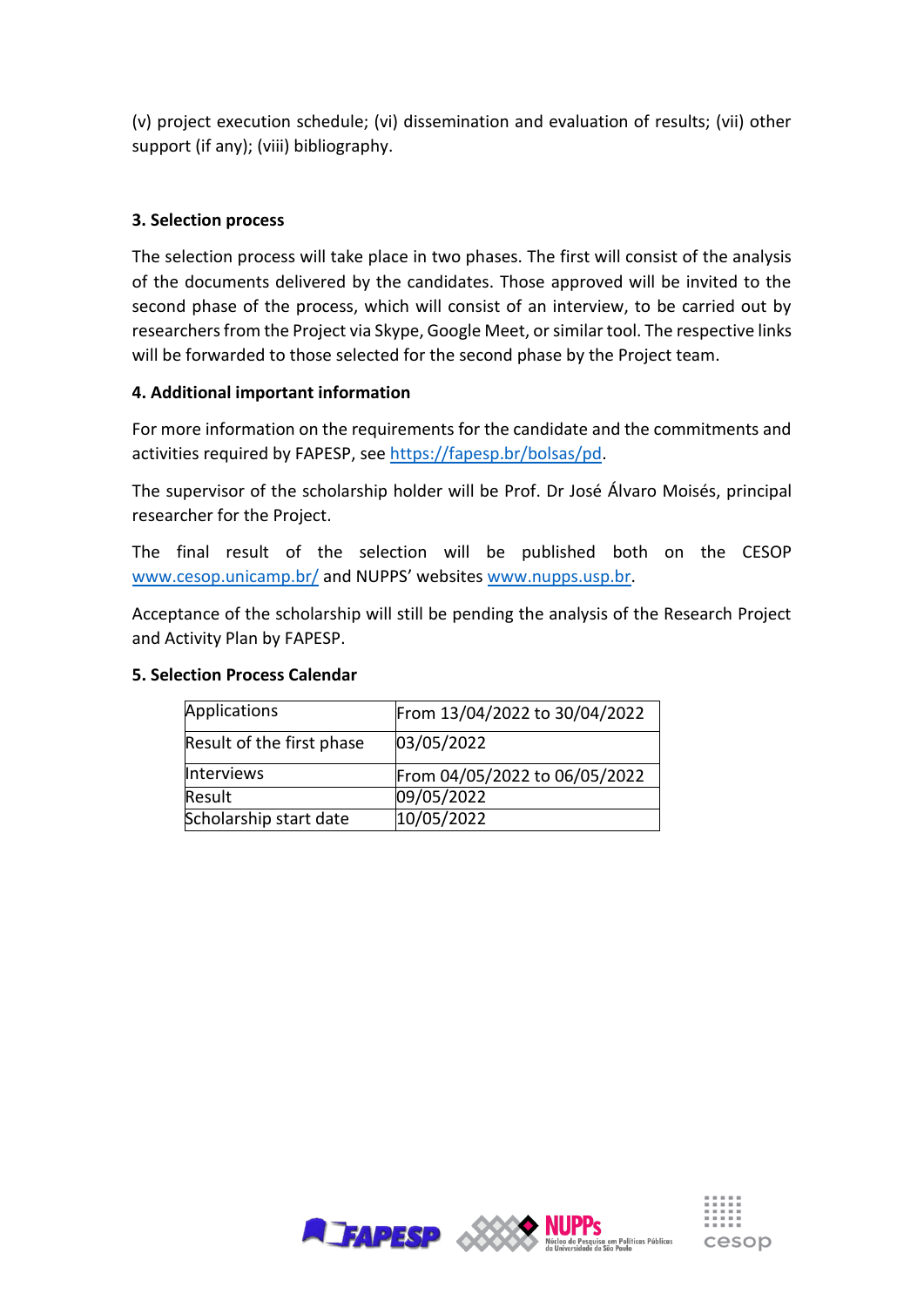(v) project execution schedule; (vi) dissemination and evaluation of results; (vii) other support (if any); (viii) bibliography.

### 3. Selection process

The selection process will take place in two phases. The first will consist of the analysis of the documents delivered by the candidates. Those approved will be invited to the second phase of the process, which will consist of an interview, to be carried out by researchers from the Project via Skype, Google Meet, or similar tool. The respective links will be forwarded to those selected for the second phase by the Project team.

### 4. Additional important information

For more information on the requirements for the candidate and the commitments and activities required by FAPESP, see https://fapesp.br/bolsas/pd.

The supervisor of the scholarship holder will be Prof. Dr José Álvaro Moisés, principal researcher for the Project.

The final result of the selection will be published both on the CESOP www.cesop.unicamp.br/ and NUPPS' websites www.nupps.usp.br.

Acceptance of the scholarship will still be pending the analysis of the Research Project and Activity Plan by FAPESP.

### 5. Selection Process Calendar

| | |
|---|---|
| Applications | From 13/04/2022 to 30/04/2022 |
| Result of the first phase | 03/05/2022 |
| Interviews | From 04/05/2022 to 06/05/2022 |
| Result | 09/05/2022 |
| Scholarship start date | 10/05/2022 |